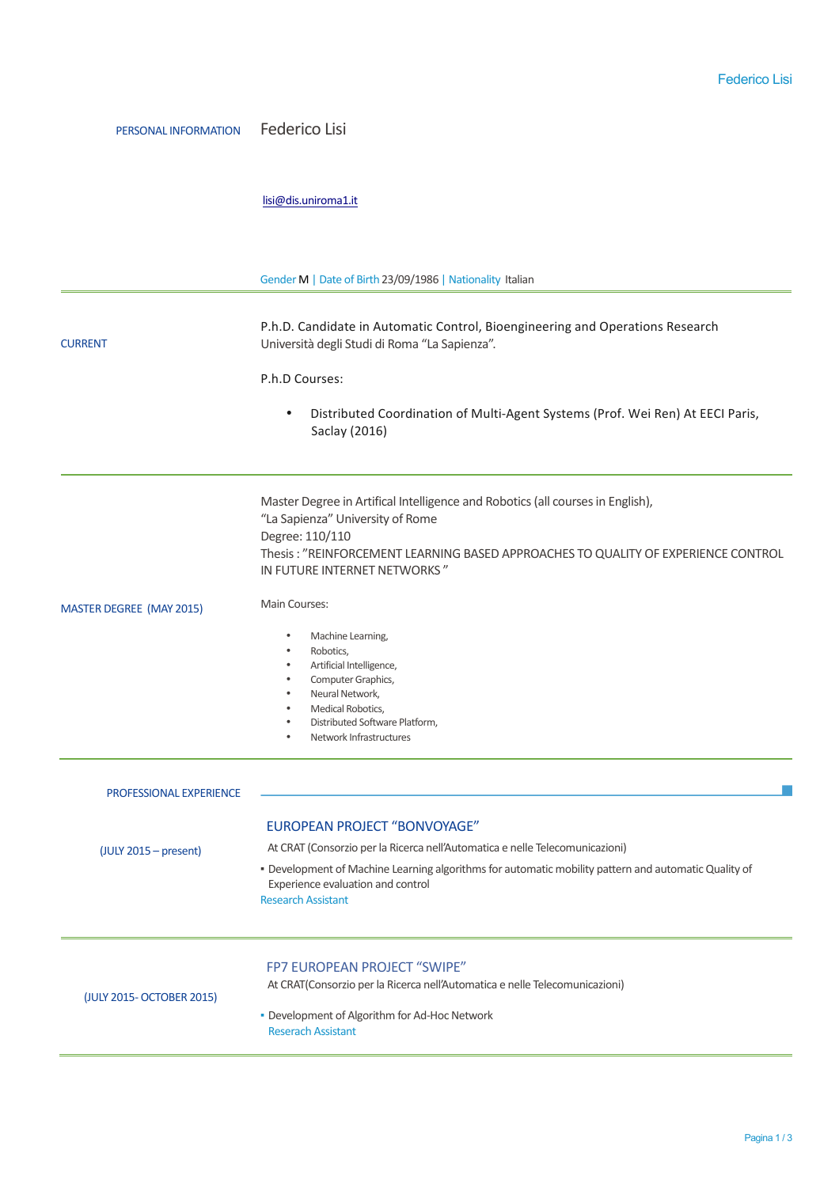## PERSONAL INFORMATION

Federico Lisi

lisi@dis.uniroma1.it

Gender M | Date of Birth 23/09/1986 | Nationality Italian

---

## CURRENT

P.h.D. Candidate in Automatic Control, Bioengineering and Operations Research
Università degli Studi di Roma "La Sapienza".

P.h.D Courses:

- Distributed Coordination of Multi-Agent Systems (Prof. Wei Ren) At EECI Paris, Saclay (2016)

---

## MASTER DEGREE (MAY 2015)

Master Degree in Artifical Intelligence and Robotics (all courses in English),
"La Sapienza" University of Rome
Degree: 110/110
Thesis : "REINFORCEMENT LEARNING BASED APPROACHES TO QUALITY OF EXPERIENCE CONTROL IN FUTURE INTERNET NETWORKS "

Main Courses:

- Machine Learning,
- Robotics,
- Artificial Intelligence,
- Computer Graphics,
- Neural Network,
- Medical Robotics,
- Distributed Software Platform,
- Network Infrastructures

---

## PROFESSIONAL EXPERIENCE

### (JULY 2015 – present)

### EUROPEAN PROJECT "BONVOYAGE"

At CRAT (Consorzio per la Ricerca nell'Automatica e nelle Telecomunicazioni)

- Development of Machine Learning algorithms for automatic mobility pattern and automatic Quality of Experience evaluation and control

Research Assistant

---

### (JULY 2015- OCTOBER 2015)

### FP7 EUROPEAN PROJECT "SWIPE"

At CRAT(Consorzio per la Ricerca nell'Automatica e nelle Telecomunicazioni)

- Development of Algorithm for Ad-Hoc Network

Reserach Assistant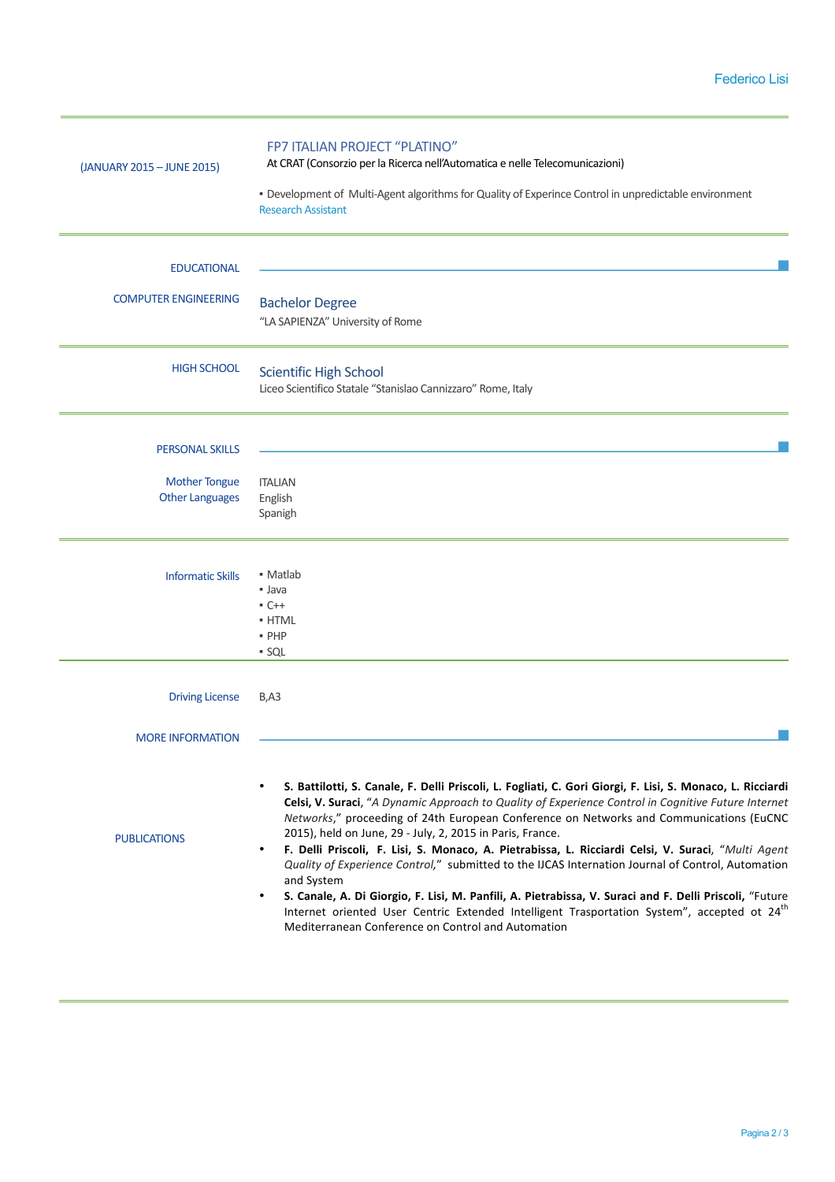(JANUARY 2015 – JUNE 2015)

### FP7 ITALIAN PROJECT "PLATINO"

At CRAT (Consorzio per la Ricerca nell'Automatica e nelle Telecomunicazioni)

- Development of Multi-Agent algorithms for Quality of Experince Control in unpredictable environment

Research Assistant

## EDUCATIONAL

**COMPUTER ENGINEERING**

### Bachelor Degree

"LA SAPIENZA" University of Rome

**HIGH SCHOOL**

### Scientific High School

Liceo Scientifico Statale "Stanislao Cannizzaro" Rome, Italy

## PERSONAL SKILLS

**Mother Tongue**: ITALIAN

**Other Languages**: English, Spanigh

**Informatic Skills**

- Matlab
- Java
- C++
- HTML
- PHP
- SQL

**Driving License**: B,A3

## MORE INFORMATION

**PUBLICATIONS**

- **S. Battilotti, S. Canale, F. Delli Priscoli, L. Fogliati, C. Gori Giorgi, F. Lisi, S. Monaco, L. Ricciardi Celsi, V. Suraci**, "*A Dynamic Approach to Quality of Experience Control in Cognitive Future Internet Networks*," proceeding of 24th European Conference on Networks and Communications (EuCNC 2015), held on June, 29 - July, 2, 2015 in Paris, France.
- **F. Delli Priscoli, F. Lisi, S. Monaco, A. Pietrabissa, L. Ricciardi Celsi, V. Suraci**, "*Multi Agent Quality of Experience Control*," submitted to the IJCAS International Journal of Control, Automation and System
- **S. Canale, A. Di Giorgio, F. Lisi, M. Panfili, A. Pietrabissa, V. Suraci and F. Delli Priscoli,** "Future Internet oriented User Centric Extended Intelligent Trasportation System", accepted ot 24th Mediterranean Conference on Control and Automation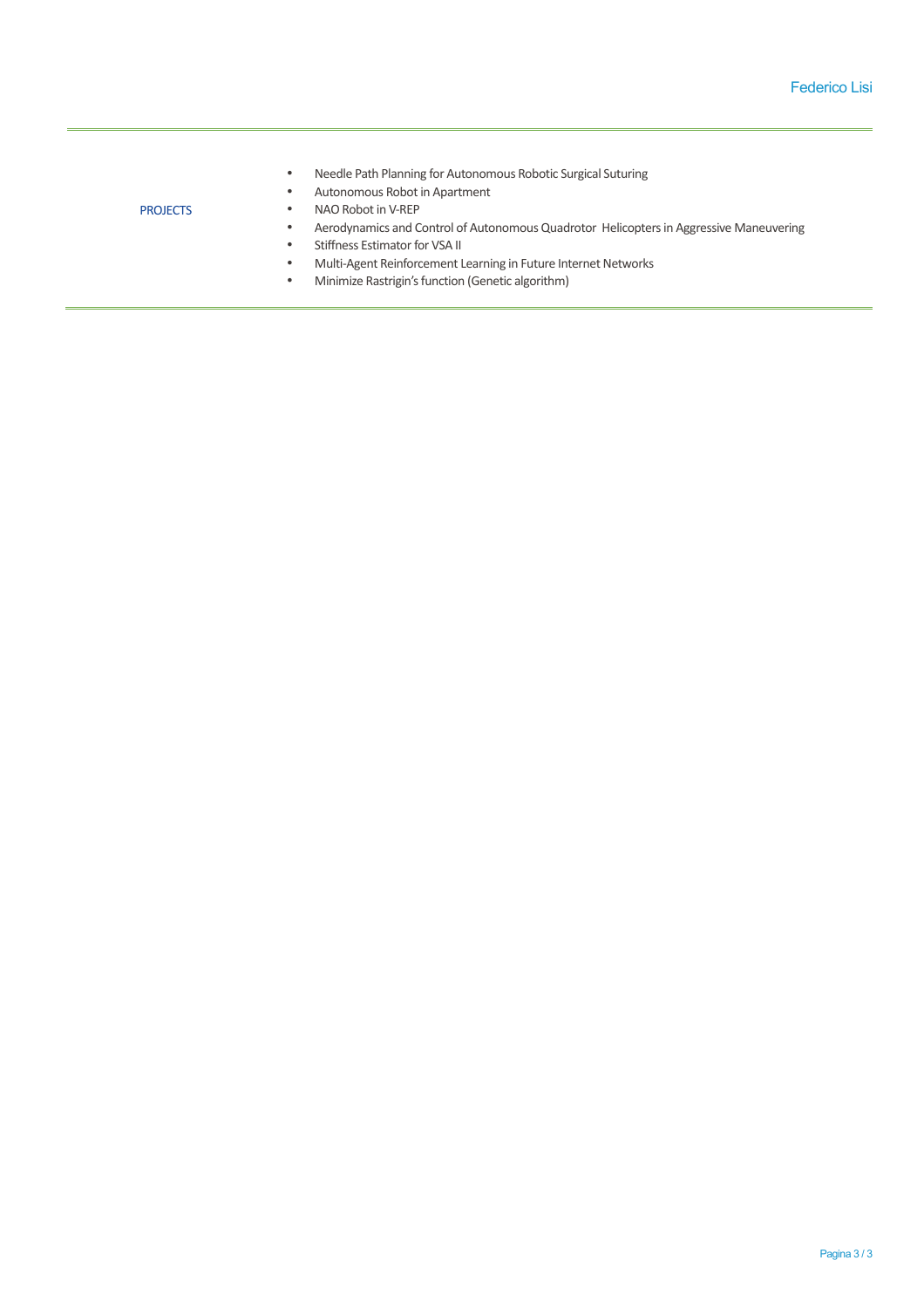## PROJECTS

- Needle Path Planning for Autonomous Robotic Surgical Suturing
- Autonomous Robot in Apartment
- NAO Robot in V-REP
- Aerodynamics and Control of Autonomous Quadrotor Helicopters in Aggressive Maneuvering
- Stiffness Estimator for VSA II
- Multi-Agent Reinforcement Learning in Future Internet Networks
- Minimize Rastrigin's function (Genetic algorithm)